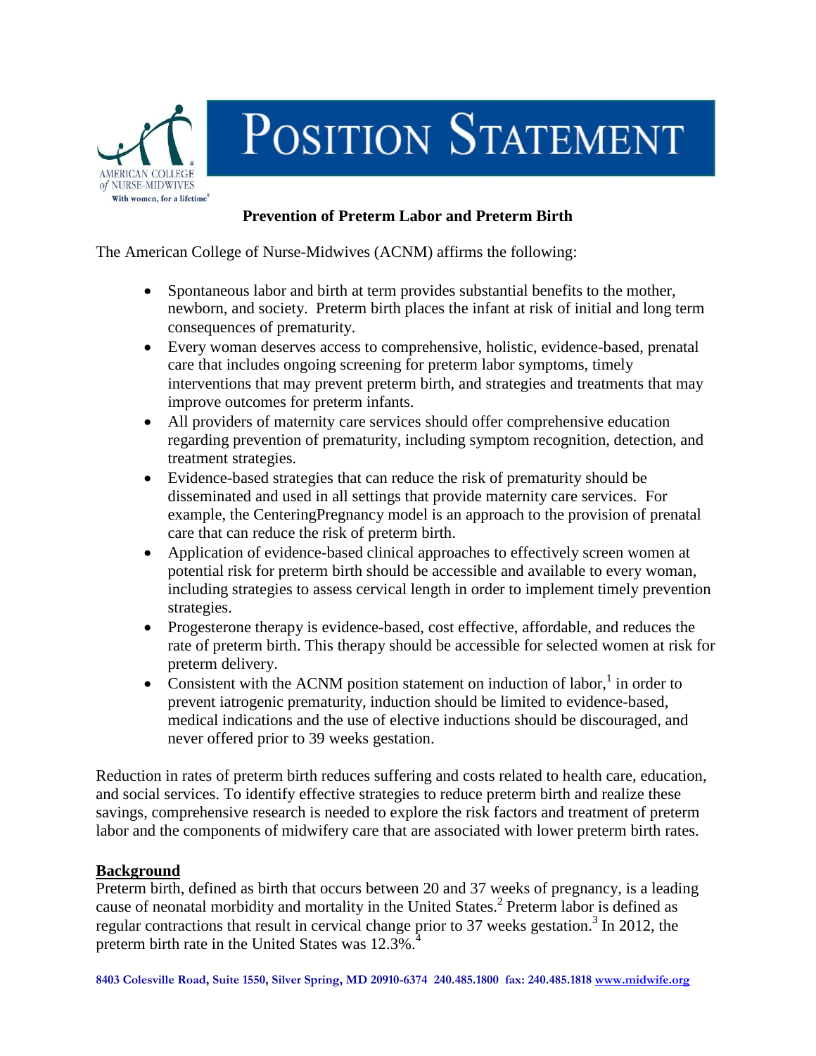# Position Statement

**Prevention of Preterm Labor and Preterm Birth**

The American College of Nurse-Midwives (ACNM) affirms the following:

- Spontaneous labor and birth at term provides substantial benefits to the mother, newborn, and society. Preterm birth places the infant at risk of initial and long term consequences of prematurity.
- Every woman deserves access to comprehensive, holistic, evidence-based, prenatal care that includes ongoing screening for preterm labor symptoms, timely interventions that may prevent preterm birth, and strategies and treatments that may improve outcomes for preterm infants.
- All providers of maternity care services should offer comprehensive education regarding prevention of prematurity, including symptom recognition, detection, and treatment strategies.
- Evidence-based strategies that can reduce the risk of prematurity should be disseminated and used in all settings that provide maternity care services. For example, the CenteringPregnancy model is an approach to the provision of prenatal care that can reduce the risk of preterm birth.
- Application of evidence-based clinical approaches to effectively screen women at potential risk for preterm birth should be accessible and available to every woman, including strategies to assess cervical length in order to implement timely prevention strategies.
- Progesterone therapy is evidence-based, cost effective, affordable, and reduces the rate of preterm birth. This therapy should be accessible for selected women at risk for preterm delivery.
- Consistent with the ACNM position statement on induction of labor,[1] in order to prevent iatrogenic prematurity, induction should be limited to evidence-based, medical indications and the use of elective inductions should be discouraged, and never offered prior to 39 weeks gestation.

Reduction in rates of preterm birth reduces suffering and costs related to health care, education, and social services. To identify effective strategies to reduce preterm birth and realize these savings, comprehensive research is needed to explore the risk factors and treatment of preterm labor and the components of midwifery care that are associated with lower preterm birth rates.

## Background

Preterm birth, defined as birth that occurs between 20 and 37 weeks of pregnancy, is a leading cause of neonatal morbidity and mortality in the United States.[2] Preterm labor is defined as regular contractions that result in cervical change prior to 37 weeks gestation.[3] In 2012, the preterm birth rate in the United States was 12.3%.[4]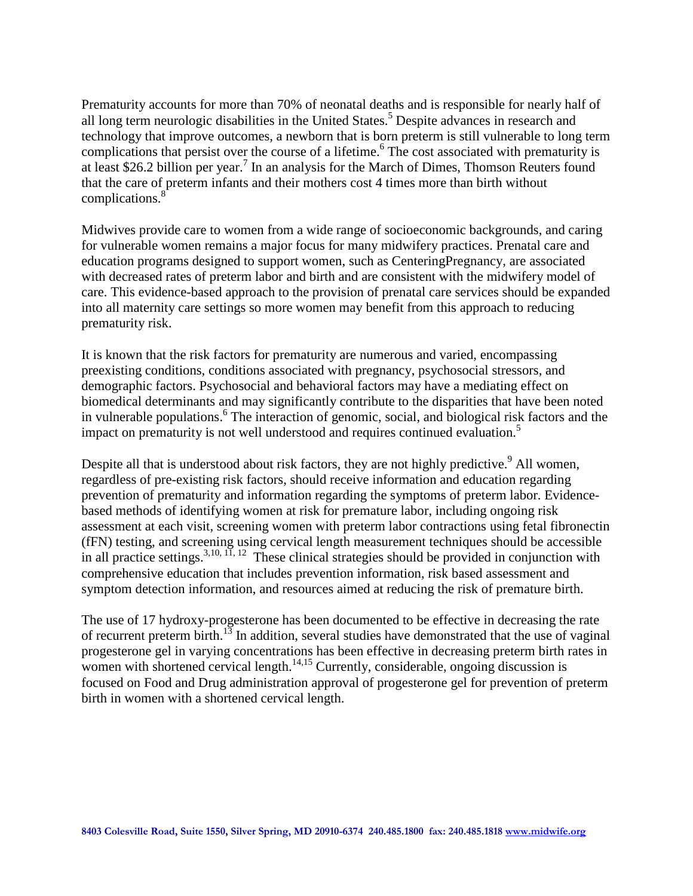Prematurity accounts for more than 70% of neonatal deaths and is responsible for nearly half of all long term neurologic disabilities in the United States.[5] Despite advances in research and technology that improve outcomes, a newborn that is born preterm is still vulnerable to long term complications that persist over the course of a lifetime.[6] The cost associated with prematurity is at least $26.2 billion per year.[7] In an analysis for the March of Dimes, Thomson Reuters found that the care of preterm infants and their mothers cost 4 times more than birth without complications.[8]

Midwives provide care to women from a wide range of socioeconomic backgrounds, and caring for vulnerable women remains a major focus for many midwifery practices. Prenatal care and education programs designed to support women, such as CenteringPregnancy, are associated with decreased rates of preterm labor and birth and are consistent with the midwifery model of care. This evidence-based approach to the provision of prenatal care services should be expanded into all maternity care settings so more women may benefit from this approach to reducing prematurity risk.

It is known that the risk factors for prematurity are numerous and varied, encompassing preexisting conditions, conditions associated with pregnancy, psychosocial stressors, and demographic factors. Psychosocial and behavioral factors may have a mediating effect on biomedical determinants and may significantly contribute to the disparities that have been noted in vulnerable populations.[6] The interaction of genomic, social, and biological risk factors and the impact on prematurity is not well understood and requires continued evaluation.[5]

Despite all that is understood about risk factors, they are not highly predictive.[9] All women, regardless of pre-existing risk factors, should receive information and education regarding prevention of prematurity and information regarding the symptoms of preterm labor. Evidence-based methods of identifying women at risk for premature labor, including ongoing risk assessment at each visit, screening women with preterm labor contractions using fetal fibronectin (fFN) testing, and screening using cervical length measurement techniques should be accessible in all practice settings.[3,10, 11, 12] These clinical strategies should be provided in conjunction with comprehensive education that includes prevention information, risk based assessment and symptom detection information, and resources aimed at reducing the risk of premature birth.

The use of 17 hydroxy-progesterone has been documented to be effective in decreasing the rate of recurrent preterm birth.[13] In addition, several studies have demonstrated that the use of vaginal progesterone gel in varying concentrations has been effective in decreasing preterm birth rates in women with shortened cervical length.[14,15] Currently, considerable, ongoing discussion is focused on Food and Drug administration approval of progesterone gel for prevention of preterm birth in women with a shortened cervical length.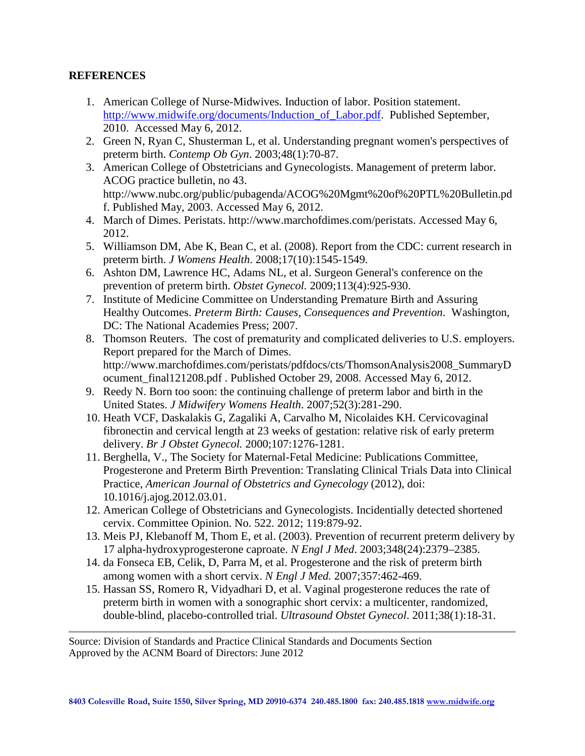**REFERENCES**

1. American College of Nurse-Midwives. Induction of labor. Position statement. [http://www.midwife.org/documents/Induction_of_Labor.pdf](http://www.midwife.org/documents/Induction_of_Labor.pdf). Published September, 2010. Accessed May 6, 2012.
2. Green N, Ryan C, Shusterman L, et al. Understanding pregnant women's perspectives of preterm birth. *Contemp Ob Gyn*. 2003;48(1):70-87.
3. American College of Obstetricians and Gynecologists. Management of preterm labor. ACOG practice bulletin, no 43. http://www.nubc.org/public/pubagenda/ACOG%20Mgmt%20of%20PTL%20Bulletin.pdf. Published May, 2003. Accessed May 6, 2012.
4. March of Dimes. Peristats. http://www.marchofdimes.com/peristats. Accessed May 6, 2012.
5. Williamson DM, Abe K, Bean C, et al. (2008). Report from the CDC: current research in preterm birth. *J Womens Health*. 2008;17(10):1545-1549.
6. Ashton DM, Lawrence HC, Adams NL, et al. Surgeon General's conference on the prevention of preterm birth. *Obstet Gynecol.* 2009;113(4):925-930.
7. Institute of Medicine Committee on Understanding Premature Birth and Assuring Healthy Outcomes. *Preterm Birth: Causes, Consequences and Prevention*. Washington, DC: The National Academies Press; 2007.
8. Thomson Reuters. The cost of prematurity and complicated deliveries to U.S. employers. Report prepared for the March of Dimes. http://www.marchofdimes.com/peristats/pdfdocs/cts/ThomsonAnalysis2008_SummaryDocument_final121208.pdf . Published October 29, 2008. Accessed May 6, 2012.
9. Reedy N. Born too soon: the continuing challenge of preterm labor and birth in the United States. *J Midwifery Womens Health*. 2007;52(3):281-290.
10. Heath VCF, Daskalakis G, Zagaliki A, Carvalho M, Nicolaides KH. Cervicovaginal fibronectin and cervical length at 23 weeks of gestation: relative risk of early preterm delivery. *Br J Obstet Gynecol.* 2000;107:1276-1281.
11. Berghella, V., The Society for Maternal-Fetal Medicine: Publications Committee, Progesterone and Preterm Birth Prevention: Translating Clinical Trials Data into Clinical Practice, *American Journal of Obstetrics and Gynecology* (2012), doi: 10.1016/j.ajog.2012.03.01.
12. American College of Obstetricians and Gynecologists. Incidentially detected shortened cervix. Committee Opinion. No. 522. 2012; 119:879-92.
13. Meis PJ, Klebanoff M, Thom E, et al. (2003). Prevention of recurrent preterm delivery by 17 alpha-hydroxyprogesterone caproate. *N Engl J Med*. 2003;348(24):2379–2385.
14. da Fonseca EB, Celik, D, Parra M, et al. Progesterone and the risk of preterm birth among women with a short cervix. *N Engl J Med.* 2007;357:462-469.
15. Hassan SS, Romero R, Vidyadhari D, et al. Vaginal progesterone reduces the rate of preterm birth in women with a sonographic short cervix: a multicenter, randomized, double-blind, placebo-controlled trial. *Ultrasound Obstet Gynecol*. 2011;38(1):18-31.

---

Source: Division of Standards and Practice Clinical Standards and Documents Section
Approved by the ACNM Board of Directors: June 2012

**8403 Colesville Road, Suite 1550, Silver Spring, MD 20910-6374 240.485.1800 fax: 240.485.1818 [www.midwife.org](http://www.midwife.org)**